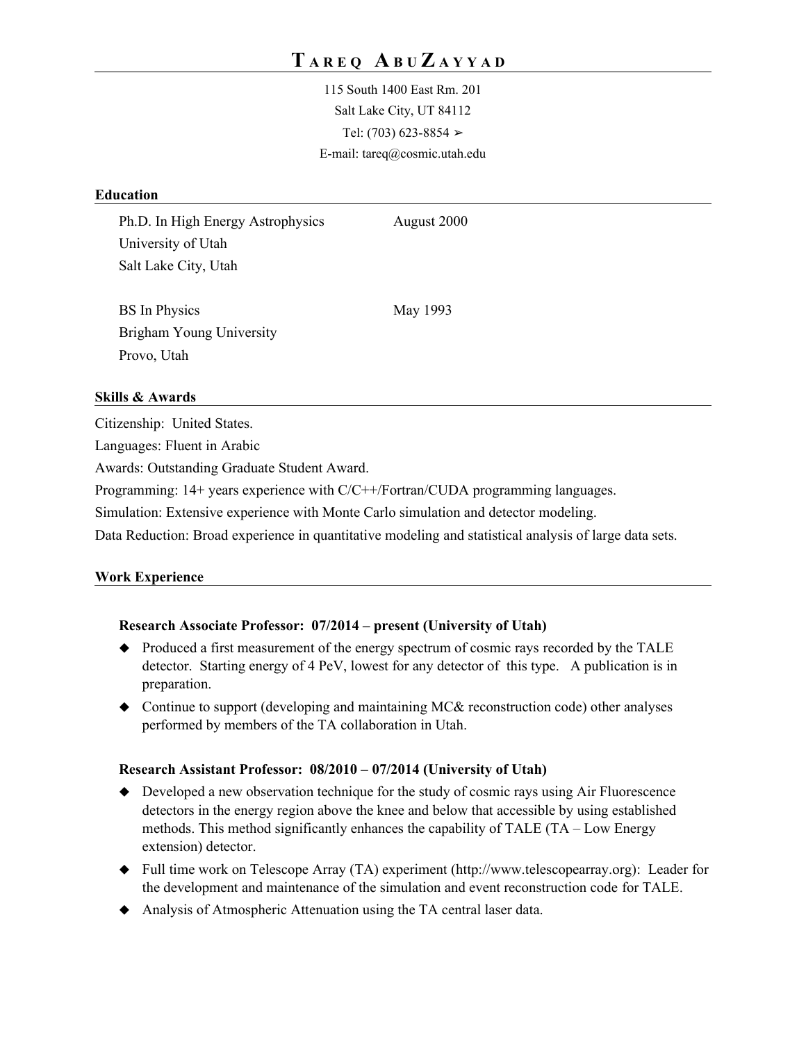# TAREQ ABUZAYYAD

115 South 1400 East Rm. 201
Salt Lake City, UT 84112
Tel: (703) 623-8854 ➢
E-mail: tareq@cosmic.utah.edu

## Education

Ph.D. In High Energy Astrophysics — August 2000
University of Utah
Salt Lake City, Utah

BS In Physics — May 1993
Brigham Young University
Provo, Utah

## Skills & Awards

Citizenship: United States.

Languages: Fluent in Arabic

Awards: Outstanding Graduate Student Award.

Programming: 14+ years experience with C/C++/Fortran/CUDA programming languages.

Simulation: Extensive experience with Monte Carlo simulation and detector modeling.

Data Reduction: Broad experience in quantitative modeling and statistical analysis of large data sets.

## Work Experience

### Research Associate Professor: 07/2014 – present (University of Utah)

- Produced a first measurement of the energy spectrum of cosmic rays recorded by the TALE detector. Starting energy of 4 PeV, lowest for any detector of this type. A publication is in preparation.
- Continue to support (developing and maintaining MC& reconstruction code) other analyses performed by members of the TA collaboration in Utah.

### Research Assistant Professor: 08/2010 – 07/2014 (University of Utah)

- Developed a new observation technique for the study of cosmic rays using Air Fluorescence detectors in the energy region above the knee and below that accessible by using established methods. This method significantly enhances the capability of TALE (TA – Low Energy extension) detector.
- Full time work on Telescope Array (TA) experiment (http://www.telescopearray.org): Leader for the development and maintenance of the simulation and event reconstruction code for TALE.
- Analysis of Atmospheric Attenuation using the TA central laser data.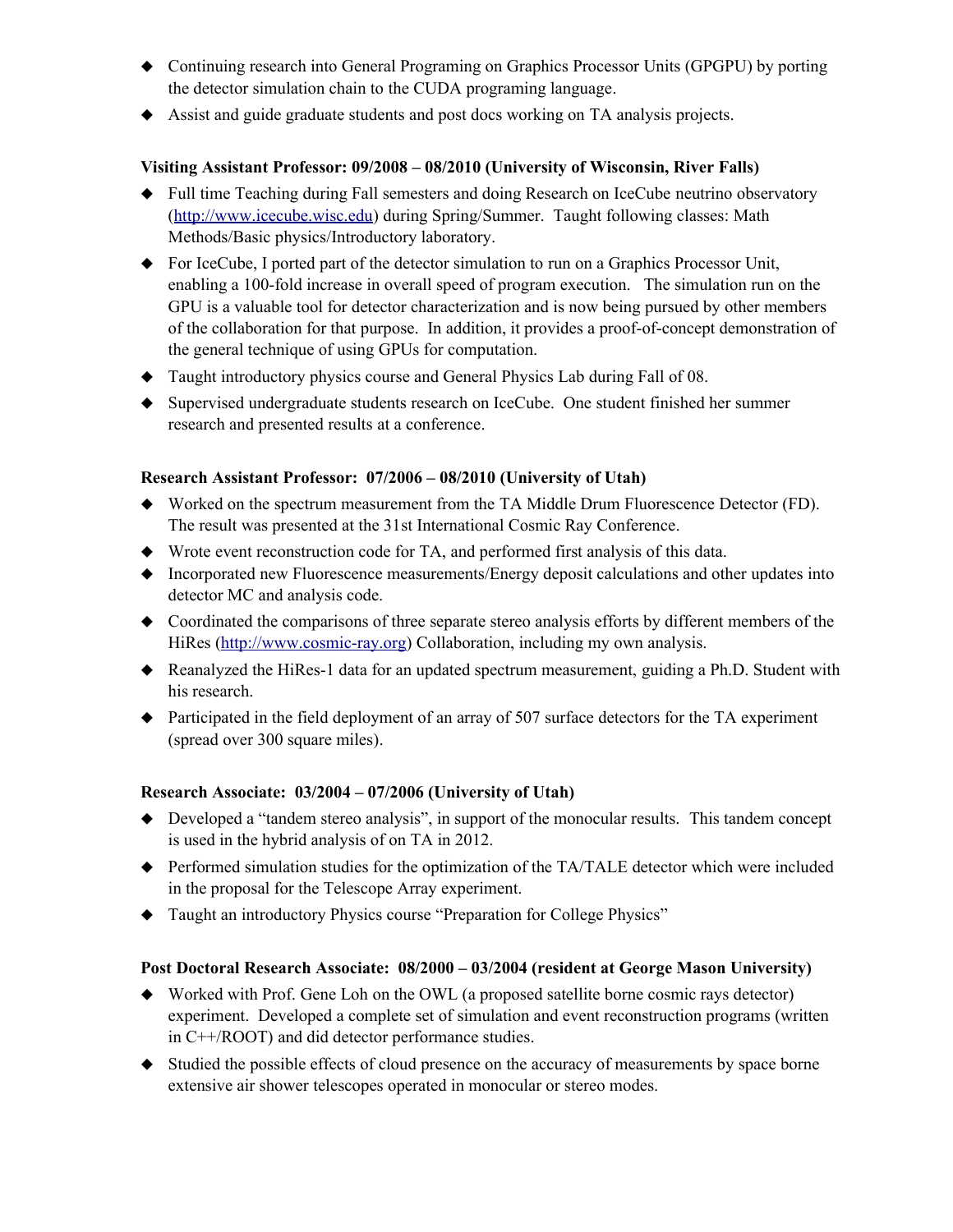- Continuing research into General Programing on Graphics Processor Units (GPGPU) by porting the detector simulation chain to the CUDA programing language.
- Assist and guide graduate students and post docs working on TA analysis projects.

**Visiting Assistant Professor: 09/2008 – 08/2010 (University of Wisconsin, River Falls)**

- Full time Teaching during Fall semesters and doing Research on IceCube neutrino observatory ([http://www.icecube.wisc.edu](http://www.icecube.wisc.edu)) during Spring/Summer. Taught following classes: Math Methods/Basic physics/Introductory laboratory.
- For IceCube, I ported part of the detector simulation to run on a Graphics Processor Unit, enabling a 100-fold increase in overall speed of program execution. The simulation run on the GPU is a valuable tool for detector characterization and is now being pursued by other members of the collaboration for that purpose. In addition, it provides a proof-of-concept demonstration of the general technique of using GPUs for computation.
- Taught introductory physics course and General Physics Lab during Fall of 08.
- Supervised undergraduate students research on IceCube. One student finished her summer research and presented results at a conference.

**Research Assistant Professor: 07/2006 – 08/2010 (University of Utah)**

- Worked on the spectrum measurement from the TA Middle Drum Fluorescence Detector (FD). The result was presented at the 31st International Cosmic Ray Conference.
- Wrote event reconstruction code for TA, and performed first analysis of this data.
- Incorporated new Fluorescence measurements/Energy deposit calculations and other updates into detector MC and analysis code.
- Coordinated the comparisons of three separate stereo analysis efforts by different members of the HiRes ([http://www.cosmic-ray.org](http://www.cosmic-ray.org)) Collaboration, including my own analysis.
- Reanalyzed the HiRes-1 data for an updated spectrum measurement, guiding a Ph.D. Student with his research.
- Participated in the field deployment of an array of 507 surface detectors for the TA experiment (spread over 300 square miles).

**Research Associate: 03/2004 – 07/2006 (University of Utah)**

- Developed a "tandem stereo analysis", in support of the monocular results. This tandem concept is used in the hybrid analysis of on TA in 2012.
- Performed simulation studies for the optimization of the TA/TALE detector which were included in the proposal for the Telescope Array experiment.
- Taught an introductory Physics course "Preparation for College Physics"

**Post Doctoral Research Associate: 08/2000 – 03/2004 (resident at George Mason University)**

- Worked with Prof. Gene Loh on the OWL (a proposed satellite borne cosmic rays detector) experiment. Developed a complete set of simulation and event reconstruction programs (written in C++/ROOT) and did detector performance studies.
- Studied the possible effects of cloud presence on the accuracy of measurements by space borne extensive air shower telescopes operated in monocular or stereo modes.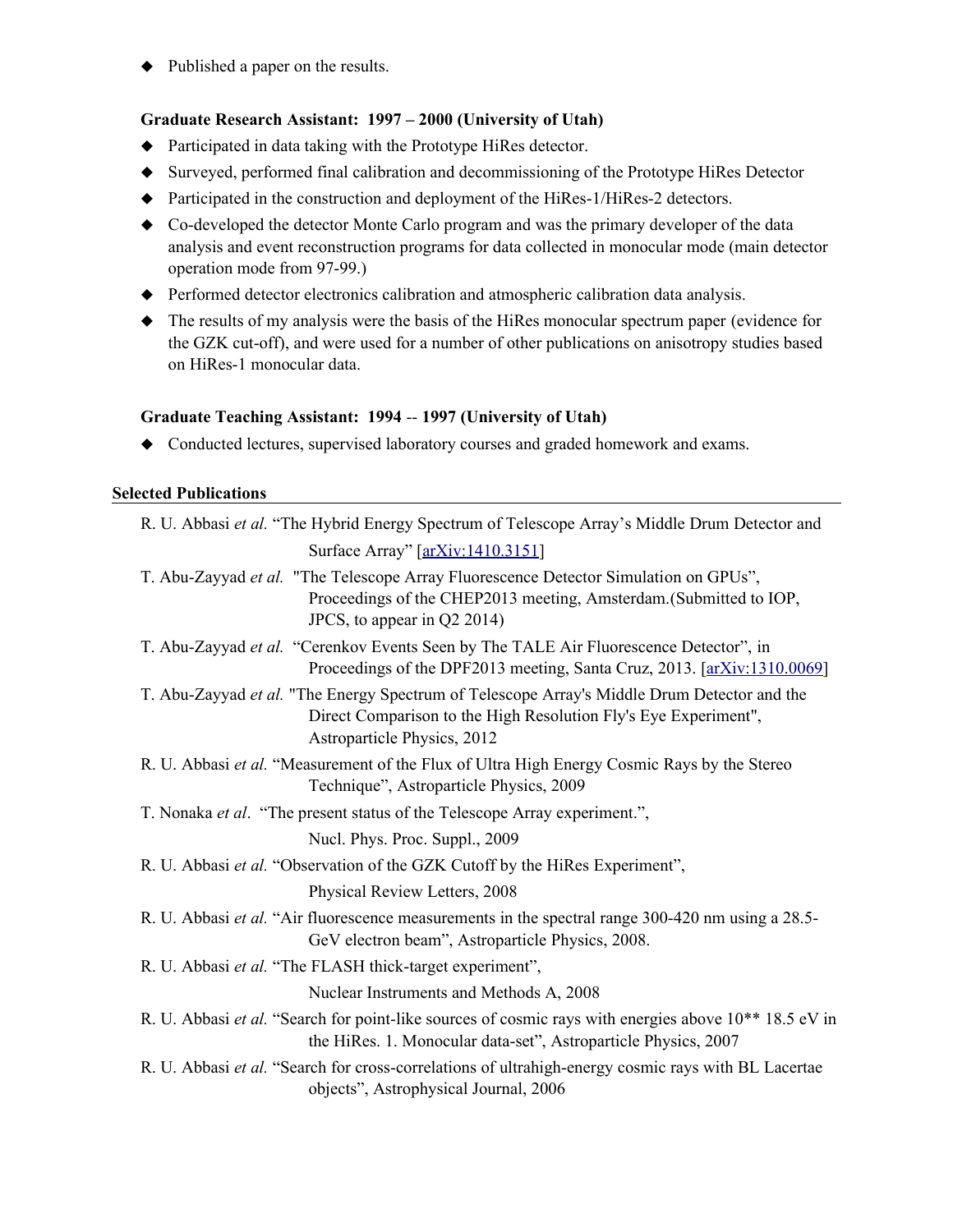- Published a paper on the results.

**Graduate Research Assistant: 1997 – 2000 (University of Utah)**

- Participated in data taking with the Prototype HiRes detector.
- Surveyed, performed final calibration and decommissioning of the Prototype HiRes Detector
- Participated in the construction and deployment of the HiRes-1/HiRes-2 detectors.
- Co-developed the detector Monte Carlo program and was the primary developer of the data analysis and event reconstruction programs for data collected in monocular mode (main detector operation mode from 97-99.)
- Performed detector electronics calibration and atmospheric calibration data analysis.
- The results of my analysis were the basis of the HiRes monocular spectrum paper (evidence for the GZK cut-off), and were used for a number of other publications on anisotropy studies based on HiRes-1 monocular data.

**Graduate Teaching Assistant: 1994 -- 1997 (University of Utah)**

- Conducted lectures, supervised laboratory courses and graded homework and exams.

## Selected Publications

R. U. Abbasi *et al.* “The Hybrid Energy Spectrum of Telescope Array’s Middle Drum Detector and Surface Array” [arXiv:1410.3151]

T. Abu-Zayyad *et al.* "The Telescope Array Fluorescence Detector Simulation on GPUs”, Proceedings of the CHEP2013 meeting, Amsterdam.(Submitted to IOP, JPCS, to appear in Q2 2014)

T. Abu-Zayyad *et al.* “Cerenkov Events Seen by The TALE Air Fluorescence Detector”, in Proceedings of the DPF2013 meeting, Santa Cruz, 2013. [arXiv:1310.0069]

T. Abu-Zayyad *et al.* "The Energy Spectrum of Telescope Array's Middle Drum Detector and the Direct Comparison to the High Resolution Fly's Eye Experiment", Astroparticle Physics, 2012

R. U. Abbasi *et al.* “Measurement of the Flux of Ultra High Energy Cosmic Rays by the Stereo Technique”, Astroparticle Physics, 2009

T. Nonaka *et al*. “The present status of the Telescope Array experiment.”, Nucl. Phys. Proc. Suppl., 2009

R. U. Abbasi *et al.* “Observation of the GZK Cutoff by the HiRes Experiment”, Physical Review Letters, 2008

R. U. Abbasi *et al.* “Air fluorescence measurements in the spectral range 300-420 nm using a 28.5-GeV electron beam”, Astroparticle Physics, 2008.

R. U. Abbasi *et al.* “The FLASH thick-target experiment”, Nuclear Instruments and Methods A, 2008

R. U. Abbasi *et al.* “Search for point-like sources of cosmic rays with energies above 10** 18.5 eV in the HiRes. 1. Monocular data-set”, Astroparticle Physics, 2007

R. U. Abbasi *et al.* “Search for cross-correlations of ultrahigh-energy cosmic rays with BL Lacertae objects”, Astrophysical Journal, 2006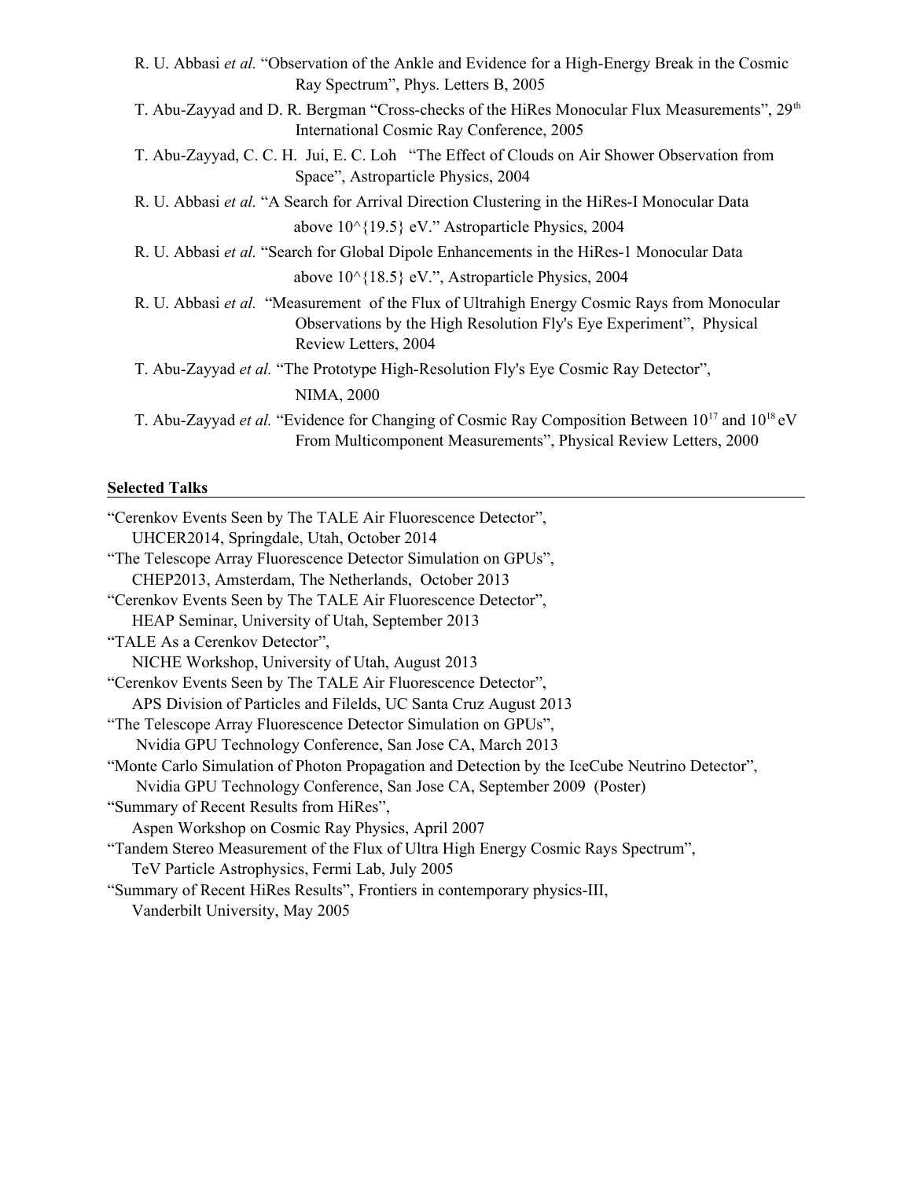R. U. Abbasi *et al.* “Observation of the Ankle and Evidence for a High-Energy Break in the Cosmic Ray Spectrum”, Phys. Letters B, 2005

T. Abu-Zayyad and D. R. Bergman “Cross-checks of the HiRes Monocular Flux Measurements”, 29th International Cosmic Ray Conference, 2005

T. Abu-Zayyad, C. C. H. Jui, E. C. Loh “The Effect of Clouds on Air Shower Observation from Space”, Astroparticle Physics, 2004

R. U. Abbasi *et al.* “A Search for Arrival Direction Clustering in the HiRes-I Monocular Data above 10^{19.5} eV.” Astroparticle Physics, 2004

R. U. Abbasi *et al.* “Search for Global Dipole Enhancements in the HiRes-1 Monocular Data above 10^{18.5} eV.”, Astroparticle Physics, 2004

R. U. Abbasi *et al.* “Measurement of the Flux of Ultrahigh Energy Cosmic Rays from Monocular Observations by the High Resolution Fly's Eye Experiment”, Physical Review Letters, 2004

T. Abu-Zayyad *et al.* “The Prototype High-Resolution Fly's Eye Cosmic Ray Detector”, NIMA, 2000

T. Abu-Zayyad *et al.* “Evidence for Changing of Cosmic Ray Composition Between $10^{17}$ and $10^{18}$ eV From Multicomponent Measurements”, Physical Review Letters, 2000

## Selected Talks

“Cerenkov Events Seen by The TALE Air Fluorescence Detector”,
UHCER2014, Springdale, Utah, October 2014

“The Telescope Array Fluorescence Detector Simulation on GPUs”,
CHEP2013, Amsterdam, The Netherlands, October 2013

“Cerenkov Events Seen by The TALE Air Fluorescence Detector”,
HEAP Seminar, University of Utah, September 2013

“TALE As a Cerenkov Detector”,
NICHE Workshop, University of Utah, August 2013

“Cerenkov Events Seen by The TALE Air Fluorescence Detector”,
APS Division of Particles and Filelds, UC Santa Cruz August 2013

“The Telescope Array Fluorescence Detector Simulation on GPUs”,
Nvidia GPU Technology Conference, San Jose CA, March 2013

“Monte Carlo Simulation of Photon Propagation and Detection by the IceCube Neutrino Detector”,
Nvidia GPU Technology Conference, San Jose CA, September 2009 (Poster)

“Summary of Recent Results from HiRes”,
Aspen Workshop on Cosmic Ray Physics, April 2007

“Tandem Stereo Measurement of the Flux of Ultra High Energy Cosmic Rays Spectrum”,
TeV Particle Astrophysics, Fermi Lab, July 2005

“Summary of Recent HiRes Results”, Frontiers in contemporary physics-III,
Vanderbilt University, May 2005